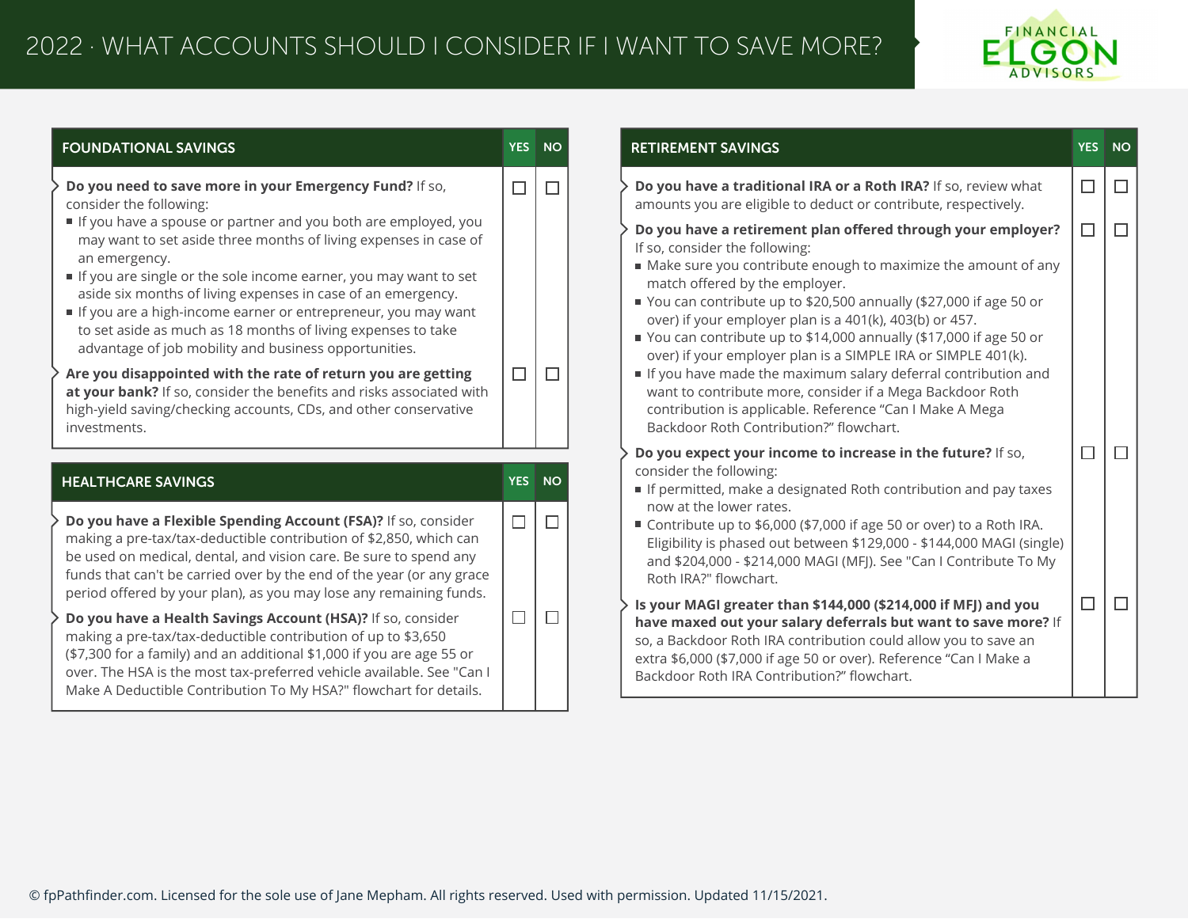# 2022 · WHAT ACCOUNTS SHOULD I CONSIDER IF I WANT TO SAVE MORE?

## FOUNDATIONAL SAVINGS

| FOUNDATIONAL SAVINGS | YES | NO |
|---|---|---|
| **Do you need to save more in your Emergency Fund?** If so, consider the following:<br>▪ If you have a spouse or partner and you both are employed, you may want to set aside three months of living expenses in case of an emergency.<br>▪ If you are single or the sole income earner, you may want to set aside six months of living expenses in case of an emergency.<br>▪ If you are a high-income earner or entrepreneur, you may want to set aside as much as 18 months of living expenses to take advantage of job mobility and business opportunities. | ☐ | ☐ |
| **Are you disappointed with the rate of return you are getting at your bank?** If so, consider the benefits and risks associated with high-yield saving/checking accounts, CDs, and other conservative investments. | ☐ | ☐ |

## HEALTHCARE SAVINGS

| HEALTHCARE SAVINGS | YES | NO |
|---|---|---|
| **Do you have a Flexible Spending Account (FSA)?** If so, consider making a pre-tax/tax-deductible contribution of $2,850, which can be used on medical, dental, and vision care. Be sure to spend any funds that can't be carried over by the end of the year (or any grace period offered by your plan), as you may lose any remaining funds. | ☐ | ☐ |
| **Do you have a Health Savings Account (HSA)?** If so, consider making a pre-tax/tax-deductible contribution of up to $3,650 ($7,300 for a family) and an additional $1,000 if you are age 55 or over. The HSA is the most tax-preferred vehicle available. See "Can I Make A Deductible Contribution To My HSA?" flowchart for details. | ☐ | ☐ |

## RETIREMENT SAVINGS

| RETIREMENT SAVINGS | YES | NO |
|---|---|---|
| **Do you have a traditional IRA or a Roth IRA?** If so, review what amounts you are eligible to deduct or contribute, respectively. | ☐ | ☐ |
| **Do you have a retirement plan offered through your employer?** If so, consider the following:<br>▪ Make sure you contribute enough to maximize the amount of any match offered by the employer.<br>▪ You can contribute up to $20,500 annually ($27,000 if age 50 or over) if your employer plan is a 401(k), 403(b) or 457.<br>▪ You can contribute up to $14,000 annually ($17,000 if age 50 or over) if your employer plan is a SIMPLE IRA or SIMPLE 401(k).<br>▪ If you have made the maximum salary deferral contribution and want to contribute more, consider if a Mega Backdoor Roth contribution is applicable. Reference "Can I Make A Mega Backdoor Roth Contribution?" flowchart. | ☐ | ☐ |
| **Do you expect your income to increase in the future?** If so, consider the following:<br>▪ If permitted, make a designated Roth contribution and pay taxes now at the lower rates.<br>▪ Contribute up to $6,000 ($7,000 if age 50 or over) to a Roth IRA. Eligibility is phased out between $129,000 - $144,000 MAGI (single) and $204,000 - $214,000 MAGI (MFJ). See "Can I Contribute To My Roth IRA?" flowchart. | ☐ | ☐ |
| **Is your MAGI greater than $144,000 ($214,000 if MFJ) and you have maxed out your salary deferrals but want to save more?** If so, a Backdoor Roth IRA contribution could allow you to save an extra $6,000 ($7,000 if age 50 or over). Reference "Can I Make a Backdoor Roth IRA Contribution?" flowchart. | ☐ | ☐ |

© fpPathfinder.com. Licensed for the sole use of Jane Mepham. All rights reserved. Used with permission. Updated 11/15/2021.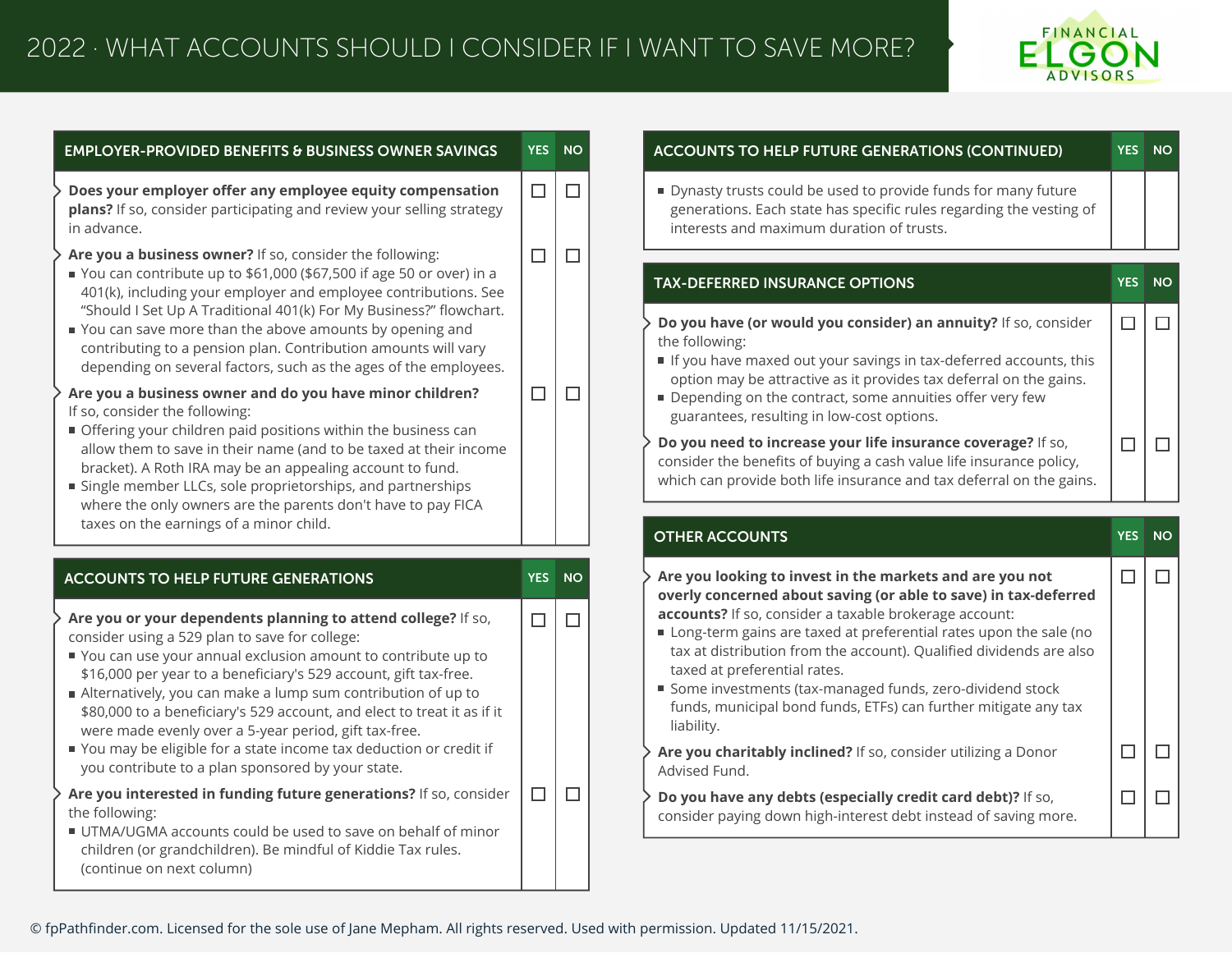# 2022 · WHAT ACCOUNTS SHOULD I CONSIDER IF I WANT TO SAVE MORE?

FINANCIAL ELGON ADVISORS

## EMPLOYER-PROVIDED BENEFITS & BUSINESS OWNER SAVINGS

| | YES | NO |
|---|---|---|
| **Does your employer offer any employee equity compensation plans?** If so, consider participating and review your selling strategy in advance. | ☐ | ☐ |
| **Are you a business owner?** If so, consider the following:<br>▪ You can contribute up to $61,000 ($67,500 if age 50 or over) in a 401(k), including your employer and employee contributions. See "Should I Set Up A Traditional 401(k) For My Business?" flowchart.<br>▪ You can save more than the above amounts by opening and contributing to a pension plan. Contribution amounts will vary depending on several factors, such as the ages of the employees. | ☐ | ☐ |
| **Are you a business owner and do you have minor children?** If so, consider the following:<br>▪ Offering your children paid positions within the business can allow them to save in their name (and to be taxed at their income bracket). A Roth IRA may be an appealing account to fund.<br>▪ Single member LLCs, sole proprietorships, and partnerships where the only owners are the parents don't have to pay FICA taxes on the earnings of a minor child. | ☐ | ☐ |

## ACCOUNTS TO HELP FUTURE GENERATIONS

| | YES | NO |
|---|---|---|
| **Are you or your dependents planning to attend college?** If so, consider using a 529 plan to save for college:<br>▪ You can use your annual exclusion amount to contribute up to $16,000 per year to a beneficiary's 529 account, gift tax-free.<br>▪ Alternatively, you can make a lump sum contribution of up to $80,000 to a beneficiary's 529 account, and elect to treat it as if it were made evenly over a 5-year period, gift tax-free.<br>▪ You may be eligible for a state income tax deduction or credit if you contribute to a plan sponsored by your state. | ☐ | ☐ |
| **Are you interested in funding future generations?** If so, consider the following:<br>▪ UTMA/UGMA accounts could be used to save on behalf of minor children (or grandchildren). Be mindful of Kiddie Tax rules. (continue on next column) | ☐ | ☐ |

## ACCOUNTS TO HELP FUTURE GENERATIONS (CONTINUED)

| | YES | NO |
|---|---|---|
| ▪ Dynasty trusts could be used to provide funds for many future generations. Each state has specific rules regarding the vesting of interests and maximum duration of trusts. | | |

## TAX-DEFERRED INSURANCE OPTIONS

| | YES | NO |
|---|---|---|
| **Do you have (or would you consider) an annuity?** If so, consider the following:<br>▪ If you have maxed out your savings in tax-deferred accounts, this option may be attractive as it provides tax deferral on the gains.<br>▪ Depending on the contract, some annuities offer very few guarantees, resulting in low-cost options. | ☐ | ☐ |
| **Do you need to increase your life insurance coverage?** If so, consider the benefits of buying a cash value life insurance policy, which can provide both life insurance and tax deferral on the gains. | ☐ | ☐ |

## OTHER ACCOUNTS

| | YES | NO |
|---|---|---|
| **Are you looking to invest in the markets and are you not overly concerned about saving (or able to save) in tax-deferred accounts?** If so, consider a taxable brokerage account:<br>▪ Long-term gains are taxed at preferential rates upon the sale (no tax at distribution from the account). Qualified dividends are also taxed at preferential rates.<br>▪ Some investments (tax-managed funds, zero-dividend stock funds, municipal bond funds, ETFs) can further mitigate any tax liability. | ☐ | ☐ |
| **Are you charitably inclined?** If so, consider utilizing a Donor Advised Fund. | ☐ | ☐ |
| **Do you have any debts (especially credit card debt)?** If so, consider paying down high-interest debt instead of saving more. | ☐ | ☐ |

© fpPathfinder.com. Licensed for the sole use of Jane Mepham. All rights reserved. Used with permission. Updated 11/15/2021.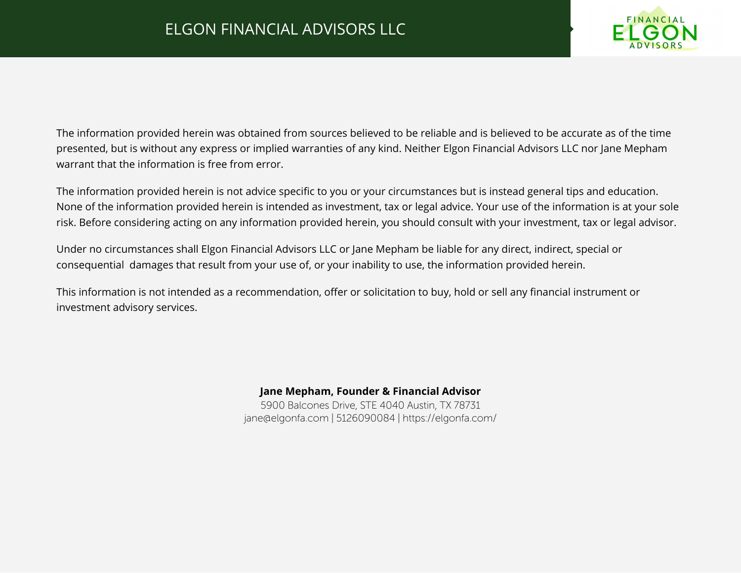The information provided herein was obtained from sources believed to be reliable and is believed to be accurate as of the time presented, but is without any express or implied warranties of any kind. Neither Elgon Financial Advisors LLC nor Jane Mepham warrant that the information is free from error.

The information provided herein is not advice specific to you or your circumstances but is instead general tips and education. None of the information provided herein is intended as investment, tax or legal advice. Your use of the information is at your sole risk. Before considering acting on any information provided herein, you should consult with your investment, tax or legal advisor.

Under no circumstances shall Elgon Financial Advisors LLC or Jane Mepham be liable for any direct, indirect, special or consequential damages that result from your use of, or your inability to use, the information provided herein.

This information is not intended as a recommendation, offer or solicitation to buy, hold or sell any financial instrument or investment advisory services.

**Jane Mepham, Founder & Financial Advisor**
5900 Balcones Drive, STE 4040 Austin, TX 78731
jane@elgonfa.com | 5126090084 | https://elgonfa.com/